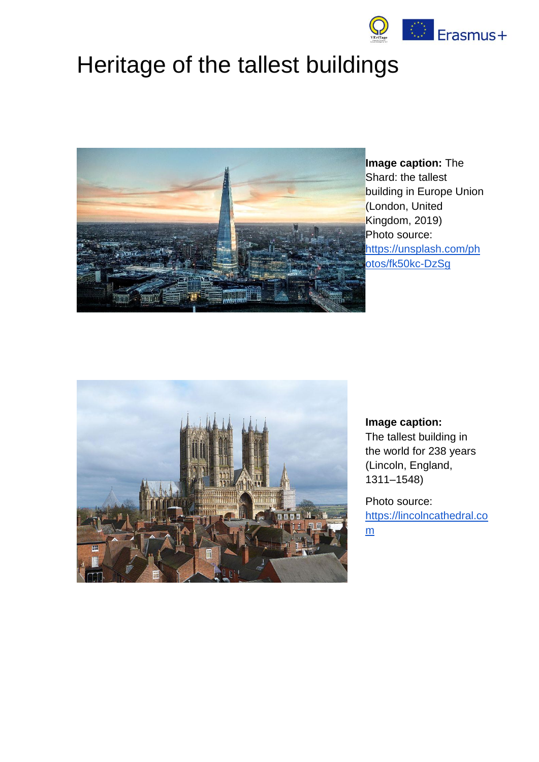# Heritage of the tallest buildings

**Image caption:** The Shard: the tallest building in Europe Union (London, United Kingdom, 2019)
Photo source: https://unsplash.com/photos/fk50kc-DzSg

**Image caption:** The tallest building in the world for 238 years (Lincoln, England, 1311–1548)

Photo source: https://lincolncathedral.com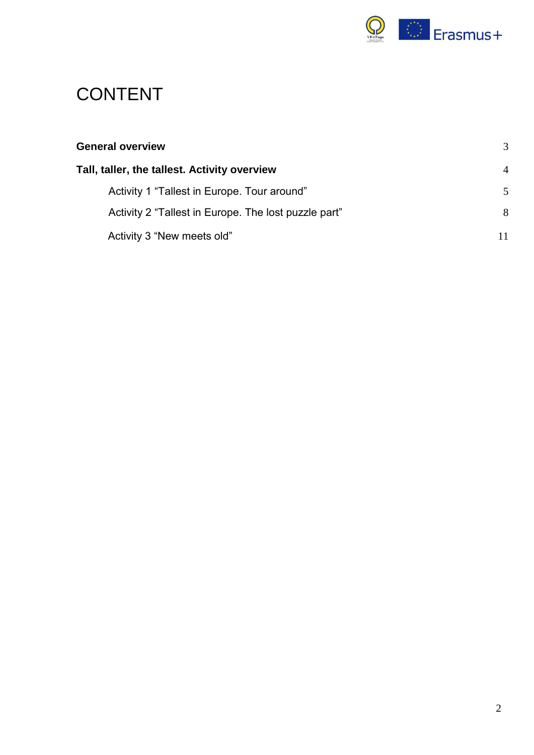# CONTENT

| | |
|---|---|
| **General overview** | 3 |
| **Tall, taller, the tallest. Activity overview** | 4 |
| Activity 1 “Tallest in Europe. Tour around” | 5 |
| Activity 2 “Tallest in Europe. The lost puzzle part” | 8 |
| Activity 3 “New meets old” | 11 |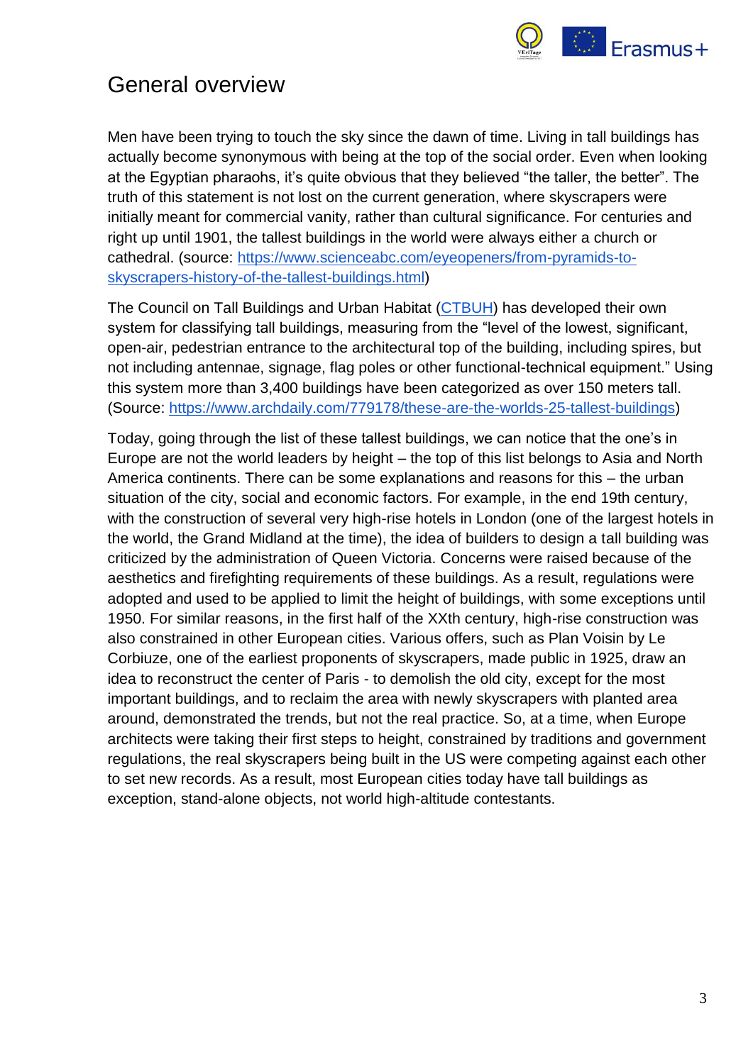## General overview

Men have been trying to touch the sky since the dawn of time. Living in tall buildings has actually become synonymous with being at the top of the social order. Even when looking at the Egyptian pharaohs, it's quite obvious that they believed "the taller, the better". The truth of this statement is not lost on the current generation, where skyscrapers were initially meant for commercial vanity, rather than cultural significance. For centuries and right up until 1901, the tallest buildings in the world were always either a church or cathedral. (source: [https://www.scienceabc.com/eyeopeners/from-pyramids-to-skyscrapers-history-of-the-tallest-buildings.html](https://www.scienceabc.com/eyeopeners/from-pyramids-to-skyscrapers-history-of-the-tallest-buildings.html))

The Council on Tall Buildings and Urban Habitat (CTBUH) has developed their own system for classifying tall buildings, measuring from the "level of the lowest, significant, open-air, pedestrian entrance to the architectural top of the building, including spires, but not including antennae, signage, flag poles or other functional-technical equipment." Using this system more than 3,400 buildings have been categorized as over 150 meters tall. (Source: [https://www.archdaily.com/779178/these-are-the-worlds-25-tallest-buildings](https://www.archdaily.com/779178/these-are-the-worlds-25-tallest-buildings))

Today, going through the list of these tallest buildings, we can notice that the one's in Europe are not the world leaders by height – the top of this list belongs to Asia and North America continents. There can be some explanations and reasons for this – the urban situation of the city, social and economic factors. For example, in the end 19th century, with the construction of several very high-rise hotels in London (one of the largest hotels in the world, the Grand Midland at the time), the idea of builders to design a tall building was criticized by the administration of Queen Victoria. Concerns were raised because of the aesthetics and firefighting requirements of these buildings. As a result, regulations were adopted and used to be applied to limit the height of buildings, with some exceptions until 1950. For similar reasons, in the first half of the XXth century, high-rise construction was also constrained in other European cities. Various offers, such as Plan Voisin by Le Corbiuze, one of the earliest proponents of skyscrapers, made public in 1925, draw an idea to reconstruct the center of Paris - to demolish the old city, except for the most important buildings, and to reclaim the area with newly skyscrapers with planted area around, demonstrated the trends, but not the real practice. So, at a time, when Europe architects were taking their first steps to height, constrained by traditions and government regulations, the real skyscrapers being built in the US were competing against each other to set new records. As a result, most European cities today have tall buildings as exception, stand-alone objects, not world high-altitude contestants.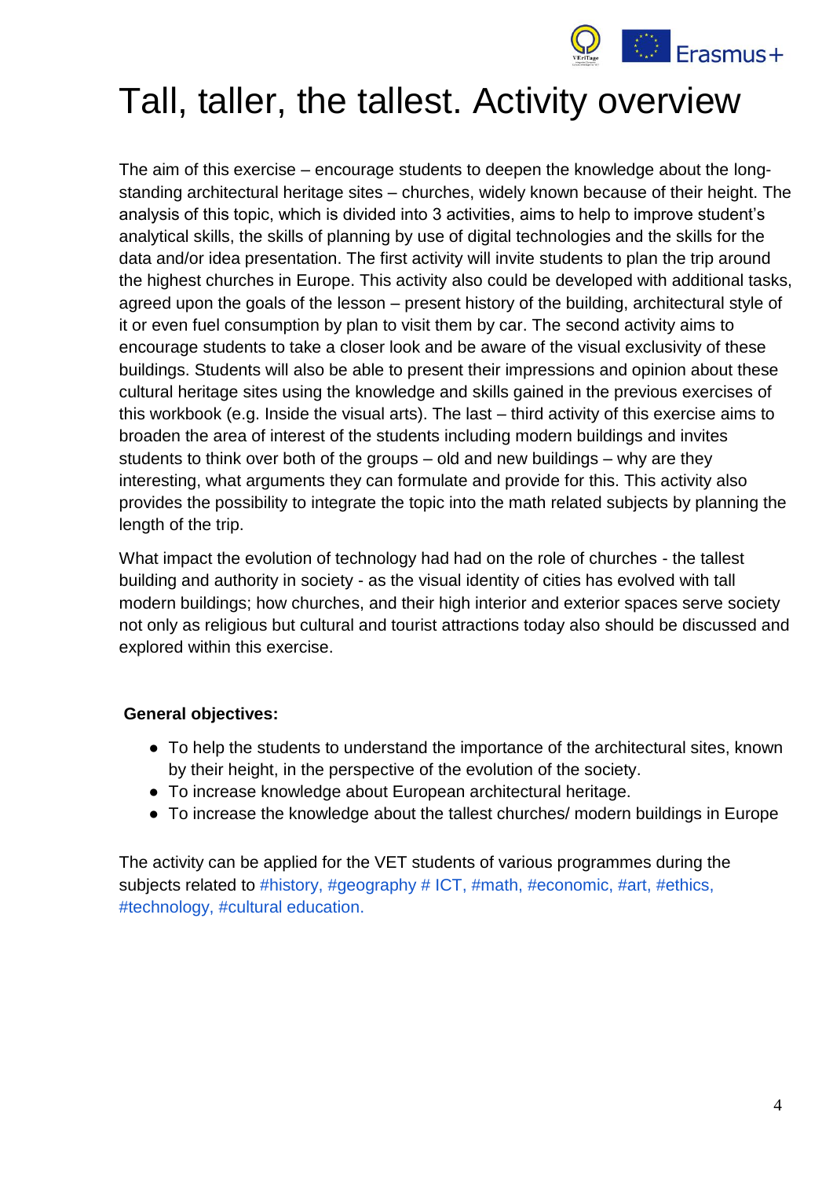# Tall, taller, the tallest. Activity overview

The aim of this exercise – encourage students to deepen the knowledge about the long-standing architectural heritage sites – churches, widely known because of their height. The analysis of this topic, which is divided into 3 activities, aims to help to improve student's analytical skills, the skills of planning by use of digital technologies and the skills for the data and/or idea presentation. The first activity will invite students to plan the trip around the highest churches in Europe. This activity also could be developed with additional tasks, agreed upon the goals of the lesson – present history of the building, architectural style of it or even fuel consumption by plan to visit them by car. The second activity aims to encourage students to take a closer look and be aware of the visual exclusivity of these buildings. Students will also be able to present their impressions and opinion about these cultural heritage sites using the knowledge and skills gained in the previous exercises of this workbook (e.g. Inside the visual arts). The last – third activity of this exercise aims to broaden the area of interest of the students including modern buildings and invites students to think over both of the groups – old and new buildings – why are they interesting, what arguments they can formulate and provide for this. This activity also provides the possibility to integrate the topic into the math related subjects by planning the length of the trip.

What impact the evolution of technology had had on the role of churches - the tallest building and authority in society - as the visual identity of cities has evolved with tall modern buildings; how churches, and their high interior and exterior spaces serve society not only as religious but cultural and tourist attractions today also should be discussed and explored within this exercise.

**General objectives:**

- To help the students to understand the importance of the architectural sites, known by their height, in the perspective of the evolution of the society.
- To increase knowledge about European architectural heritage.
- To increase the knowledge about the tallest churches/ modern buildings in Europe

The activity can be applied for the VET students of various programmes during the subjects related to #history, #geography # ICT, #math, #economic, #art, #ethics, #technology, #cultural education.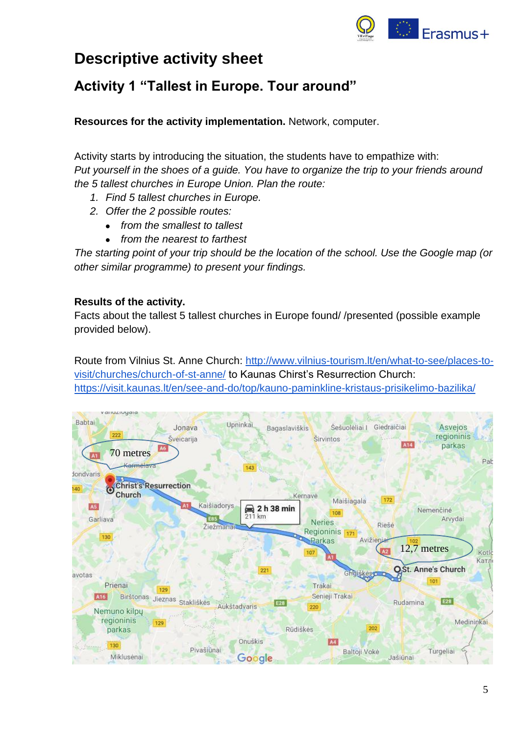# Descriptive activity sheet

## Activity 1 “Tallest in Europe. Tour around”

**Resources for the activity implementation.** Network, computer.

Activity starts by introducing the situation, the students have to empathize with:
*Put yourself in the shoes of a guide. You have to organize the trip to your friends around the 5 tallest churches in Europe Union. Plan the route:*

1. *Find 5 tallest churches in Europe.*
2. *Offer the 2 possible routes:*
   - *from the smallest to tallest*
   - *from the nearest to farthest*

*The starting point of your trip should be the location of the school. Use the Google map (or other similar programme) to present your findings.*

**Results of the activity.**
Facts about the tallest 5 tallest churches in Europe found/ /presented (possible example provided below).

Route from Vilnius St. Anne Church: [http://www.vilnius-tourism.lt/en/what-to-see/places-to-visit/churches/church-of-st-anne/](http://www.vilnius-tourism.lt/en/what-to-see/places-to-visit/churches/church-of-st-anne/) to Kaunas Chirst’s Resurrection Church: [https://visit.kaunas.lt/en/see-and-do/top/kauno-paminkline-kristaus-prisikelimo-bazilika/](https://visit.kaunas.lt/en/see-and-do/top/kauno-paminkline-kristaus-prisikelimo-bazilika/)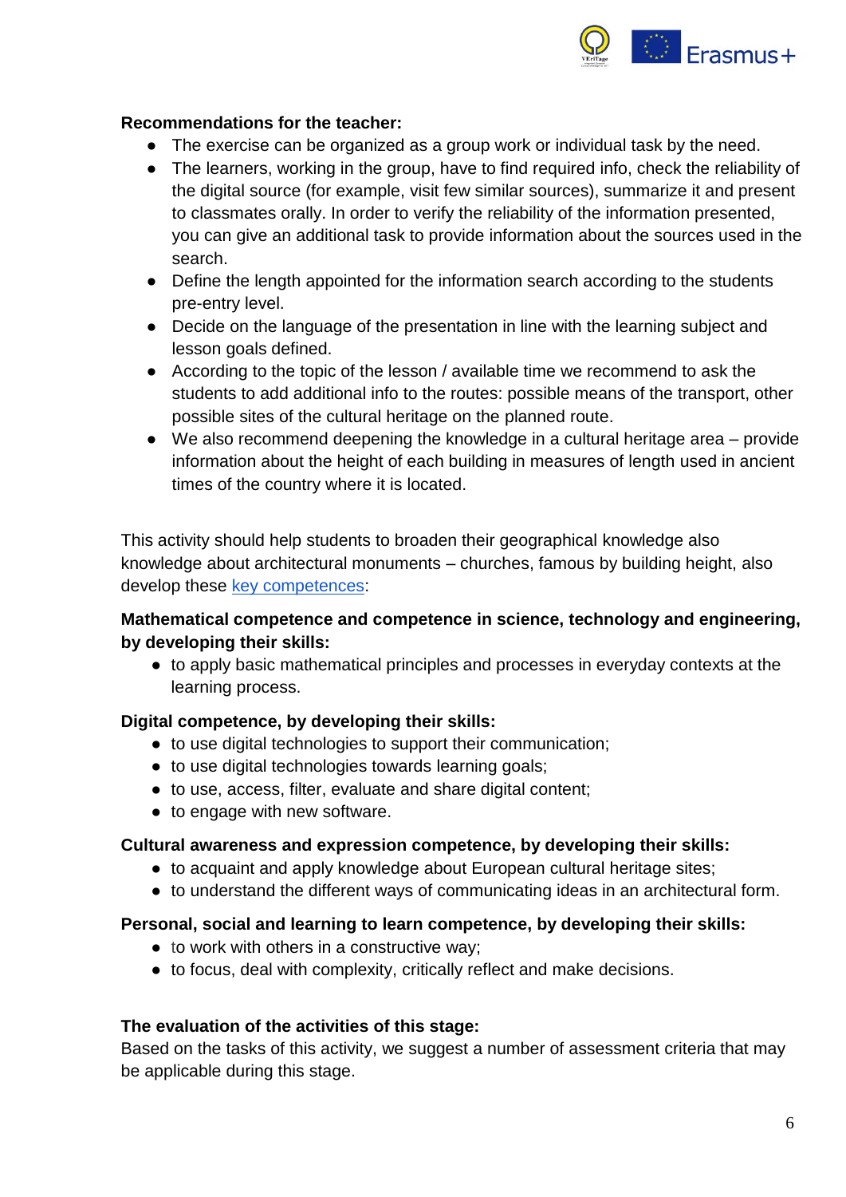**Recommendations for the teacher:**

- The exercise can be organized as a group work or individual task by the need.
- The learners, working in the group, have to find required info, check the reliability of the digital source (for example, visit few similar sources), summarize it and present to classmates orally. In order to verify the reliability of the information presented, you can give an additional task to provide information about the sources used in the search.
- Define the length appointed for the information search according to the students pre-entry level.
- Decide on the language of the presentation in line with the learning subject and lesson goals defined.
- According to the topic of the lesson / available time we recommend to ask the students to add additional info to the routes: possible means of the transport, other possible sites of the cultural heritage on the planned route.
- We also recommend deepening the knowledge in a cultural heritage area – provide information about the height of each building in measures of length used in ancient times of the country where it is located.

This activity should help students to broaden their geographical knowledge also knowledge about architectural monuments – churches, famous by building height, also develop these [key competences](key competences):

**Mathematical competence and competence in science, technology and engineering, by developing their skills:**

- to apply basic mathematical principles and processes in everyday contexts at the learning process.

**Digital competence, by developing their skills:**

- to use digital technologies to support their communication;
- to use digital technologies towards learning goals;
- to use, access, filter, evaluate and share digital content;
- to engage with new software.

**Cultural awareness and expression competence, by developing their skills:**

- to acquaint and apply knowledge about European cultural heritage sites;
- to understand the different ways of communicating ideas in an architectural form.

**Personal, social and learning to learn competence, by developing their skills:**

- to work with others in a constructive way;
- to focus, deal with complexity, critically reflect and make decisions.

**The evaluation of the activities of this stage:**

Based on the tasks of this activity, we suggest a number of assessment criteria that may be applicable during this stage.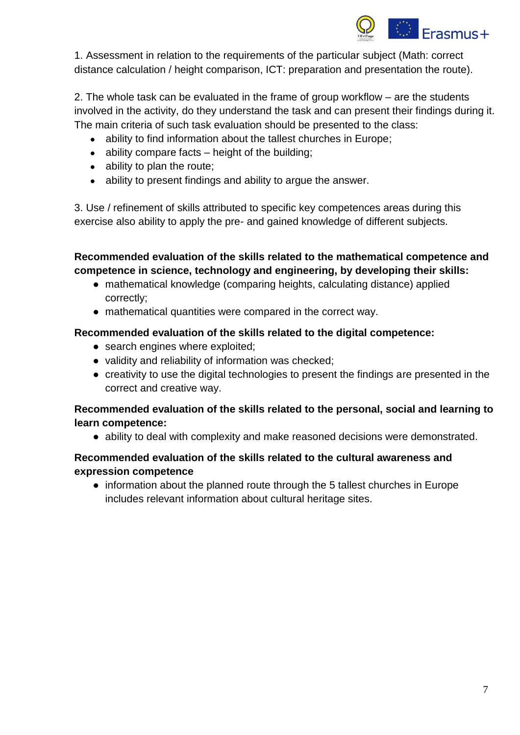1. Assessment in relation to the requirements of the particular subject (Math: correct distance calculation / height comparison, ICT: preparation and presentation the route).

2. The whole task can be evaluated in the frame of group workflow – are the students involved in the activity, do they understand the task and can present their findings during it. The main criteria of such task evaluation should be presented to the class:

- ability to find information about the tallest churches in Europe;
- ability compare facts – height of the building;
- ability to plan the route;
- ability to present findings and ability to argue the answer.

3. Use / refinement of skills attributed to specific key competences areas during this exercise also ability to apply the pre- and gained knowledge of different subjects.

**Recommended evaluation of the skills related to the mathematical competence and competence in science, technology and engineering, by developing their skills:**

- mathematical knowledge (comparing heights, calculating distance) applied correctly;
- mathematical quantities were compared in the correct way.

**Recommended evaluation of the skills related to the digital competence:**

- search engines where exploited;
- validity and reliability of information was checked;
- creativity to use the digital technologies to present the findings are presented in the correct and creative way.

**Recommended evaluation of the skills related to the personal, social and learning to learn competence:**

- ability to deal with complexity and make reasoned decisions were demonstrated.

**Recommended evaluation of the skills related to the cultural awareness and expression competence**

- information about the planned route through the 5 tallest churches in Europe includes relevant information about cultural heritage sites.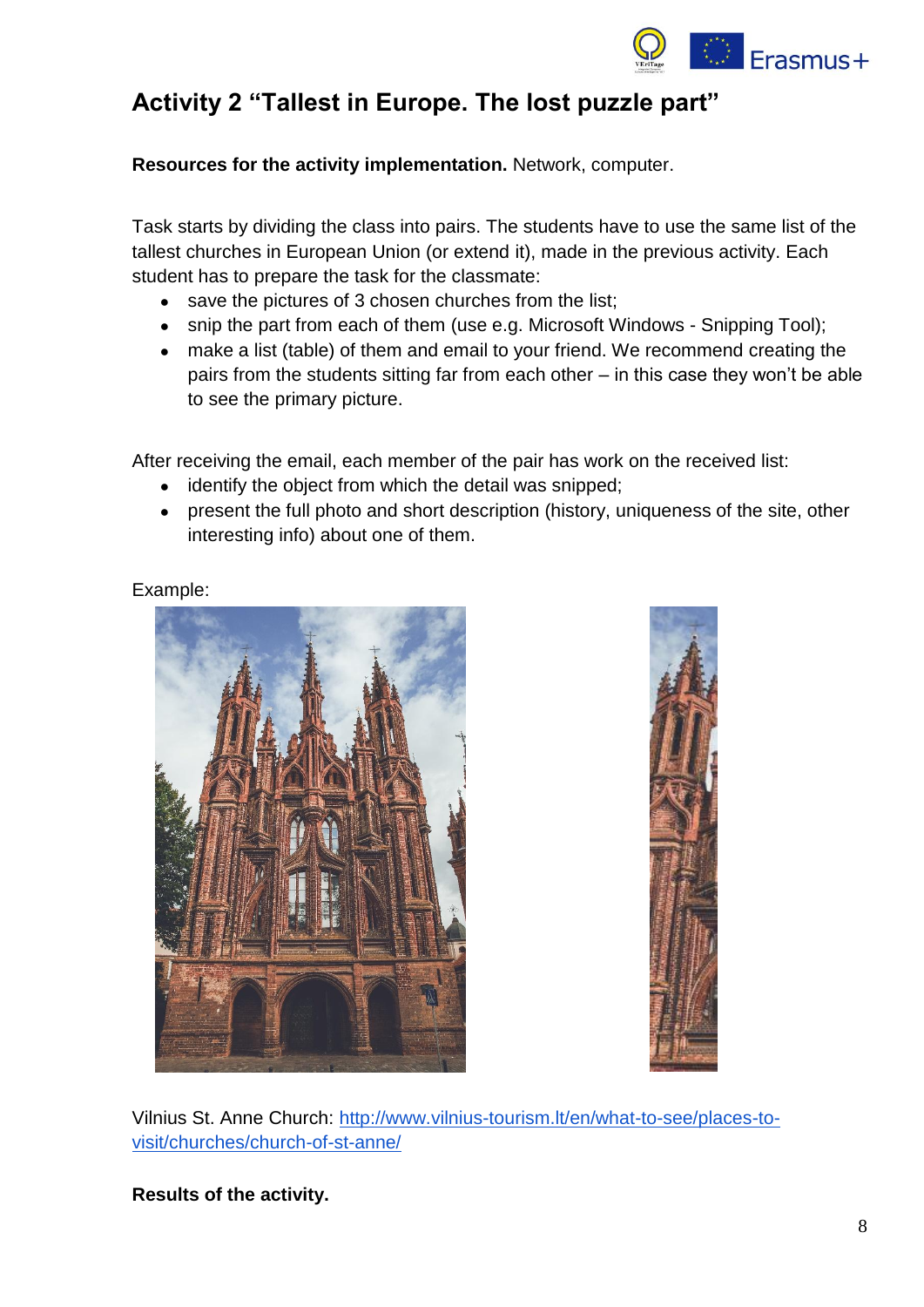## Activity 2 “Tallest in Europe. The lost puzzle part”

**Resources for the activity implementation.** Network, computer.

Task starts by dividing the class into pairs. The students have to use the same list of the tallest churches in European Union (or extend it), made in the previous activity. Each student has to prepare the task for the classmate:

- save the pictures of 3 chosen churches from the list;
- snip the part from each of them (use e.g. Microsoft Windows - Snipping Tool);
- make a list (table) of them and email to your friend. We recommend creating the pairs from the students sitting far from each other – in this case they won’t be able to see the primary picture.

After receiving the email, each member of the pair has work on the received list:

- identify the object from which the detail was snipped;
- present the full photo and short description (history, uniqueness of the site, other interesting info) about one of them.

Example:

Vilnius St. Anne Church: [http://www.vilnius-tourism.lt/en/what-to-see/places-to-visit/churches/church-of-st-anne/](http://www.vilnius-tourism.lt/en/what-to-see/places-to-visit/churches/church-of-st-anne/)

**Results of the activity.**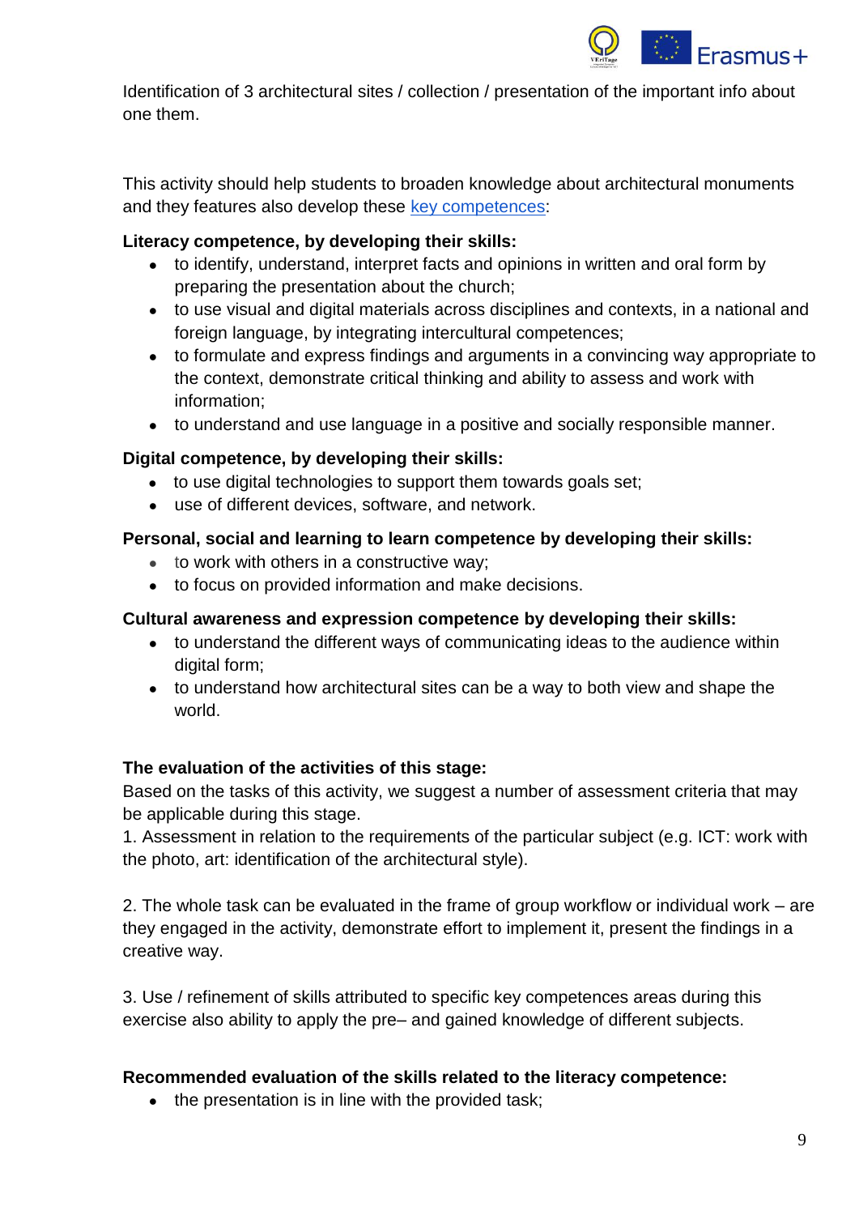Identification of 3 architectural sites / collection / presentation of the important info about one them.

This activity should help students to broaden knowledge about architectural monuments and they features also develop these key competences:

**Literacy competence, by developing their skills:**

- to identify, understand, interpret facts and opinions in written and oral form by preparing the presentation about the church;
- to use visual and digital materials across disciplines and contexts, in a national and foreign language, by integrating intercultural competences;
- to formulate and express findings and arguments in a convincing way appropriate to the context, demonstrate critical thinking and ability to assess and work with information;
- to understand and use language in a positive and socially responsible manner.

**Digital competence, by developing their skills:**

- to use digital technologies to support them towards goals set;
- use of different devices, software, and network.

**Personal, social and learning to learn competence by developing their skills:**

- to work with others in a constructive way;
- to focus on provided information and make decisions.

**Cultural awareness and expression competence by developing their skills:**

- to understand the different ways of communicating ideas to the audience within digital form;
- to understand how architectural sites can be a way to both view and shape the world.

**The evaluation of the activities of this stage:**

Based on the tasks of this activity, we suggest a number of assessment criteria that may be applicable during this stage.

1. Assessment in relation to the requirements of the particular subject (e.g. ICT: work with the photo, art: identification of the architectural style).

2. The whole task can be evaluated in the frame of group workflow or individual work – are they engaged in the activity, demonstrate effort to implement it, present the findings in a creative way.

3. Use / refinement of skills attributed to specific key competences areas during this exercise also ability to apply the pre– and gained knowledge of different subjects.

**Recommended evaluation of the skills related to the literacy competence:**

- the presentation is in line with the provided task;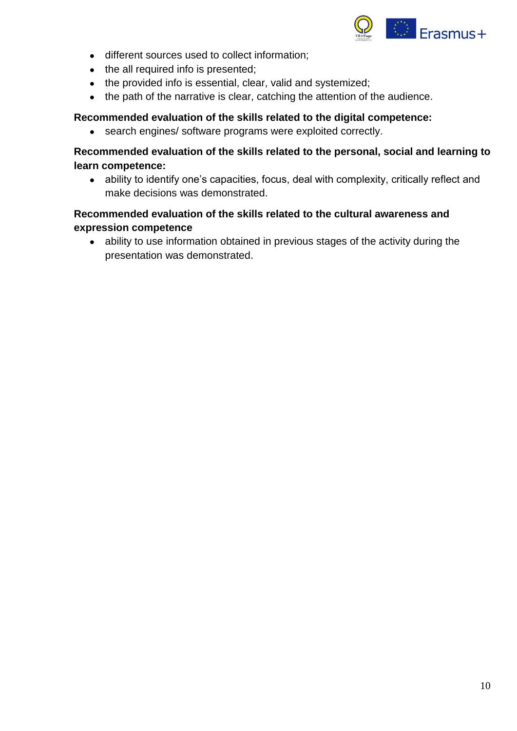- different sources used to collect information;
- the all required info is presented;
- the provided info is essential, clear, valid and systemized;
- the path of the narrative is clear, catching the attention of the audience.

**Recommended evaluation of the skills related to the digital competence:**

- search engines/ software programs were exploited correctly.

**Recommended evaluation of the skills related to the personal, social and learning to learn competence:**

- ability to identify one's capacities, focus, deal with complexity, critically reflect and make decisions was demonstrated.

**Recommended evaluation of the skills related to the cultural awareness and expression competence**

- ability to use information obtained in previous stages of the activity during the presentation was demonstrated.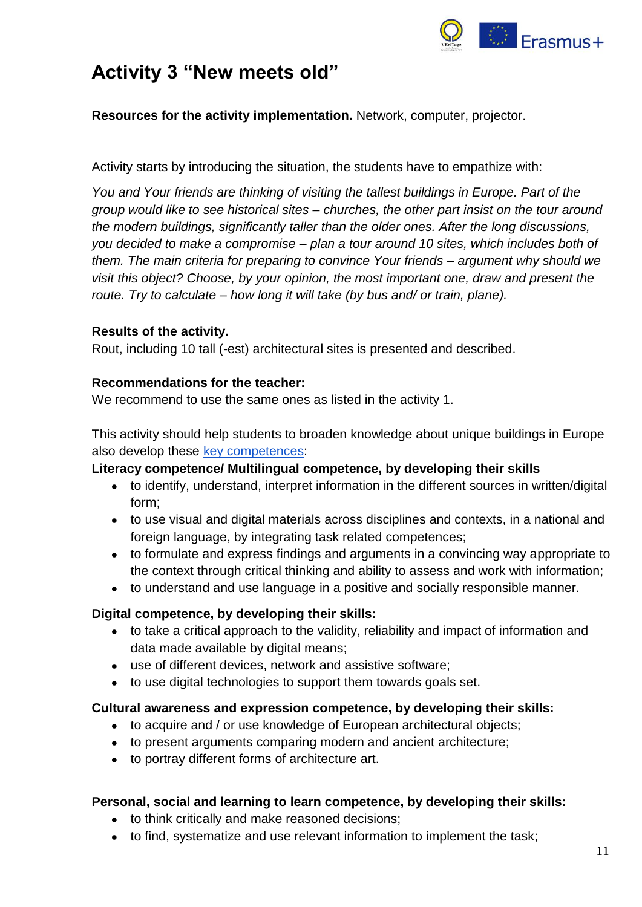# Activity 3 "New meets old"

**Resources for the activity implementation.** Network, computer, projector.

Activity starts by introducing the situation, the students have to empathize with:

*You and Your friends are thinking of visiting the tallest buildings in Europe. Part of the group would like to see historical sites – churches, the other part insist on the tour around the modern buildings, significantly taller than the older ones. After the long discussions, you decided to make a compromise – plan a tour around 10 sites, which includes both of them. The main criteria for preparing to convince Your friends – argument why should we visit this object? Choose, by your opinion, the most important one, draw and present the route. Try to calculate – how long it will take (by bus and/ or train, plane).*

**Results of the activity.**
Rout, including 10 tall (-est) architectural sites is presented and described.

**Recommendations for the teacher:**
We recommend to use the same ones as listed in the activity 1.

This activity should help students to broaden knowledge about unique buildings in Europe also develop these key competences:

**Literacy competence/ Multilingual competence, by developing their skills**

- to identify, understand, interpret information in the different sources in written/digital form;
- to use visual and digital materials across disciplines and contexts, in a national and foreign language, by integrating task related competences;
- to formulate and express findings and arguments in a convincing way appropriate to the context through critical thinking and ability to assess and work with information;
- to understand and use language in a positive and socially responsible manner.

**Digital competence, by developing their skills:**

- to take a critical approach to the validity, reliability and impact of information and data made available by digital means;
- use of different devices, network and assistive software;
- to use digital technologies to support them towards goals set.

**Cultural awareness and expression competence, by developing their skills:**

- to acquire and / or use knowledge of European architectural objects;
- to present arguments comparing modern and ancient architecture;
- to portray different forms of architecture art.

**Personal, social and learning to learn competence, by developing their skills:**

- to think critically and make reasoned decisions;
- to find, systematize and use relevant information to implement the task;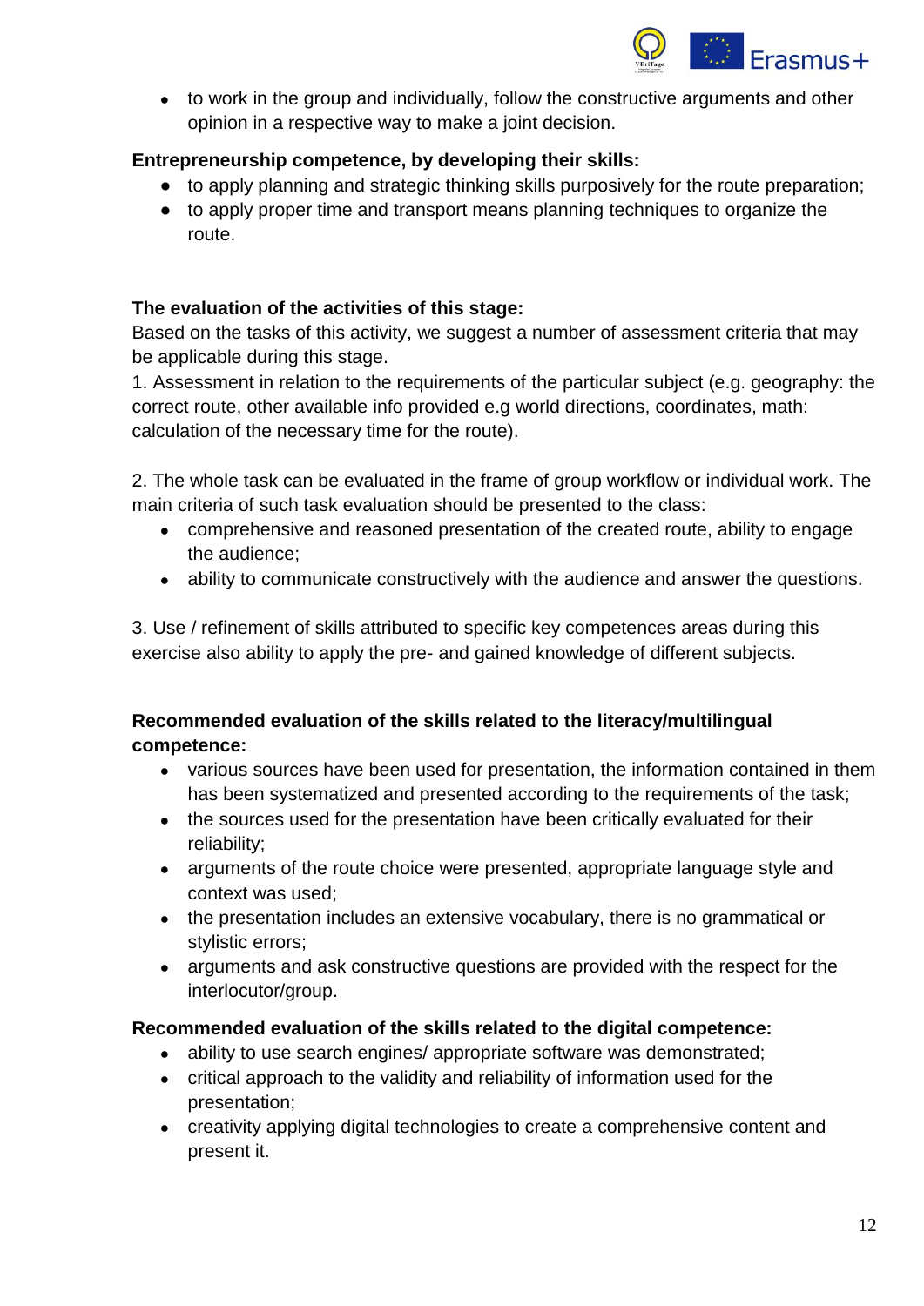- to work in the group and individually, follow the constructive arguments and other opinion in a respective way to make a joint decision.

**Entrepreneurship competence, by developing their skills:**

- to apply planning and strategic thinking skills purposively for the route preparation;
- to apply proper time and transport means planning techniques to organize the route.

**The evaluation of the activities of this stage:**

Based on the tasks of this activity, we suggest a number of assessment criteria that may be applicable during this stage.

1. Assessment in relation to the requirements of the particular subject (e.g. geography: the correct route, other available info provided e.g world directions, coordinates, math: calculation of the necessary time for the route).

2. The whole task can be evaluated in the frame of group workflow or individual work. The main criteria of such task evaluation should be presented to the class:

- comprehensive and reasoned presentation of the created route, ability to engage the audience;
- ability to communicate constructively with the audience and answer the questions.

3. Use / refinement of skills attributed to specific key competences areas during this exercise also ability to apply the pre- and gained knowledge of different subjects.

**Recommended evaluation of the skills related to the literacy/multilingual competence:**

- various sources have been used for presentation, the information contained in them has been systematized and presented according to the requirements of the task;
- the sources used for the presentation have been critically evaluated for their reliability;
- arguments of the route choice were presented, appropriate language style and context was used;
- the presentation includes an extensive vocabulary, there is no grammatical or stylistic errors;
- arguments and ask constructive questions are provided with the respect for the interlocutor/group.

**Recommended evaluation of the skills related to the digital competence:**

- ability to use search engines/ appropriate software was demonstrated;
- critical approach to the validity and reliability of information used for the presentation;
- creativity applying digital technologies to create a comprehensive content and present it.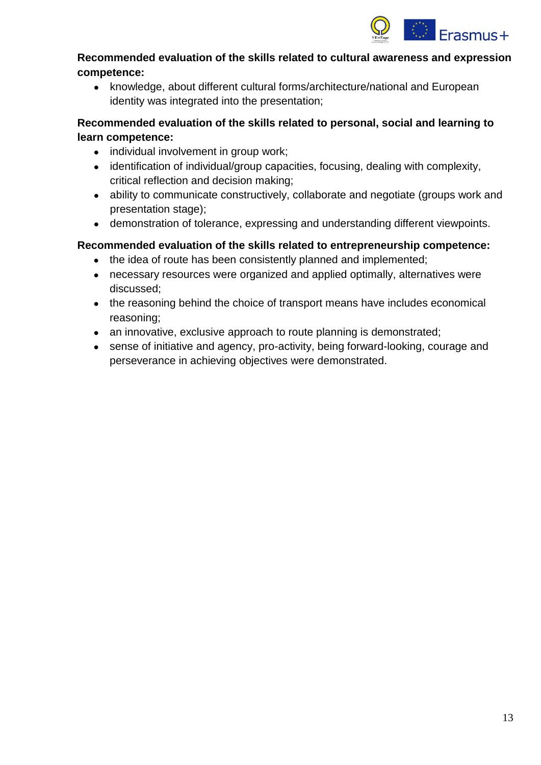**Recommended evaluation of the skills related to cultural awareness and expression competence:**

- knowledge, about different cultural forms/architecture/national and European identity was integrated into the presentation;

**Recommended evaluation of the skills related to personal, social and learning to learn competence:**

- individual involvement in group work;
- identification of individual/group capacities, focusing, dealing with complexity, critical reflection and decision making;
- ability to communicate constructively, collaborate and negotiate (groups work and presentation stage);
- demonstration of tolerance, expressing and understanding different viewpoints.

**Recommended evaluation of the skills related to entrepreneurship competence:**

- the idea of route has been consistently planned and implemented;
- necessary resources were organized and applied optimally, alternatives were discussed;
- the reasoning behind the choice of transport means have includes economical reasoning;
- an innovative, exclusive approach to route planning is demonstrated;
- sense of initiative and agency, pro-activity, being forward-looking, courage and perseverance in achieving objectives were demonstrated.